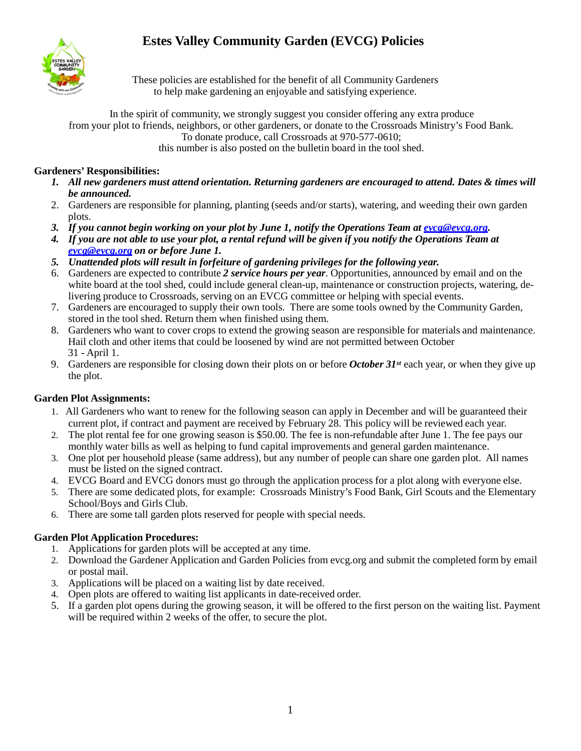# Estes Valley Community Garden (EVCG) Policies

These policies are established for the benefit of all Community Gardeners
to help make gardening an enjoyable and satisfying experience.

In the spirit of community, we strongly suggest you consider offering any extra produce
from your plot to friends, neighbors, or other gardeners, or donate to the Crossroads Ministry's Food Bank.
To donate produce, call Crossroads at 970-577-0610;
this number is also posted on the bulletin board in the tool shed.

**Gardeners' Responsibilities:**

1. ***All new gardeners must attend orientation. Returning gardeners are encouraged to attend. Dates & times will be announced.***
2. Gardeners are responsible for planning, planting (seeds and/or starts), watering, and weeding their own garden plots.
3. ***If you cannot begin working on your plot by June 1, notify the Operations Team at evcg@evcg.org.***
4. ***If you are not able to use your plot, a rental refund will be given if you notify the Operations Team at evcg@evcg.org on or before June 1.***
5. ***Unattended plots will result in forfeiture of gardening privileges for the following year.***
6. Gardeners are expected to contribute ***2 service hours per year***. Opportunities, announced by email and on the white board at the tool shed, could include general clean-up, maintenance or construction projects, watering, delivering produce to Crossroads, serving on an EVCG committee or helping with special events.
7. Gardeners are encouraged to supply their own tools. There are some tools owned by the Community Garden, stored in the tool shed. Return them when finished using them.
8. Gardeners who want to cover crops to extend the growing season are responsible for materials and maintenance. Hail cloth and other items that could be loosened by wind are not permitted between October 31 - April 1.
9. Gardeners are responsible for closing down their plots on or before ***October 31st*** each year, or when they give up the plot.

**Garden Plot Assignments:**

1. All Gardeners who want to renew for the following season can apply in December and will be guaranteed their current plot, if contract and payment are received by February 28. This policy will be reviewed each year.
2. The plot rental fee for one growing season is $50.00. The fee is non-refundable after June 1. The fee pays our monthly water bills as well as helping to fund capital improvements and general garden maintenance.
3. One plot per household please (same address), but any number of people can share one garden plot. All names must be listed on the signed contract.
4. EVCG Board and EVCG donors must go through the application process for a plot along with everyone else.
5. There are some dedicated plots, for example: Crossroads Ministry's Food Bank, Girl Scouts and the Elementary School/Boys and Girls Club.
6. There are some tall garden plots reserved for people with special needs.

**Garden Plot Application Procedures:**

1. Applications for garden plots will be accepted at any time.
2. Download the Gardener Application and Garden Policies from evcg.org and submit the completed form by email or postal mail.
3. Applications will be placed on a waiting list by date received.
4. Open plots are offered to waiting list applicants in date-received order.
5. If a garden plot opens during the growing season, it will be offered to the first person on the waiting list. Payment will be required within 2 weeks of the offer, to secure the plot.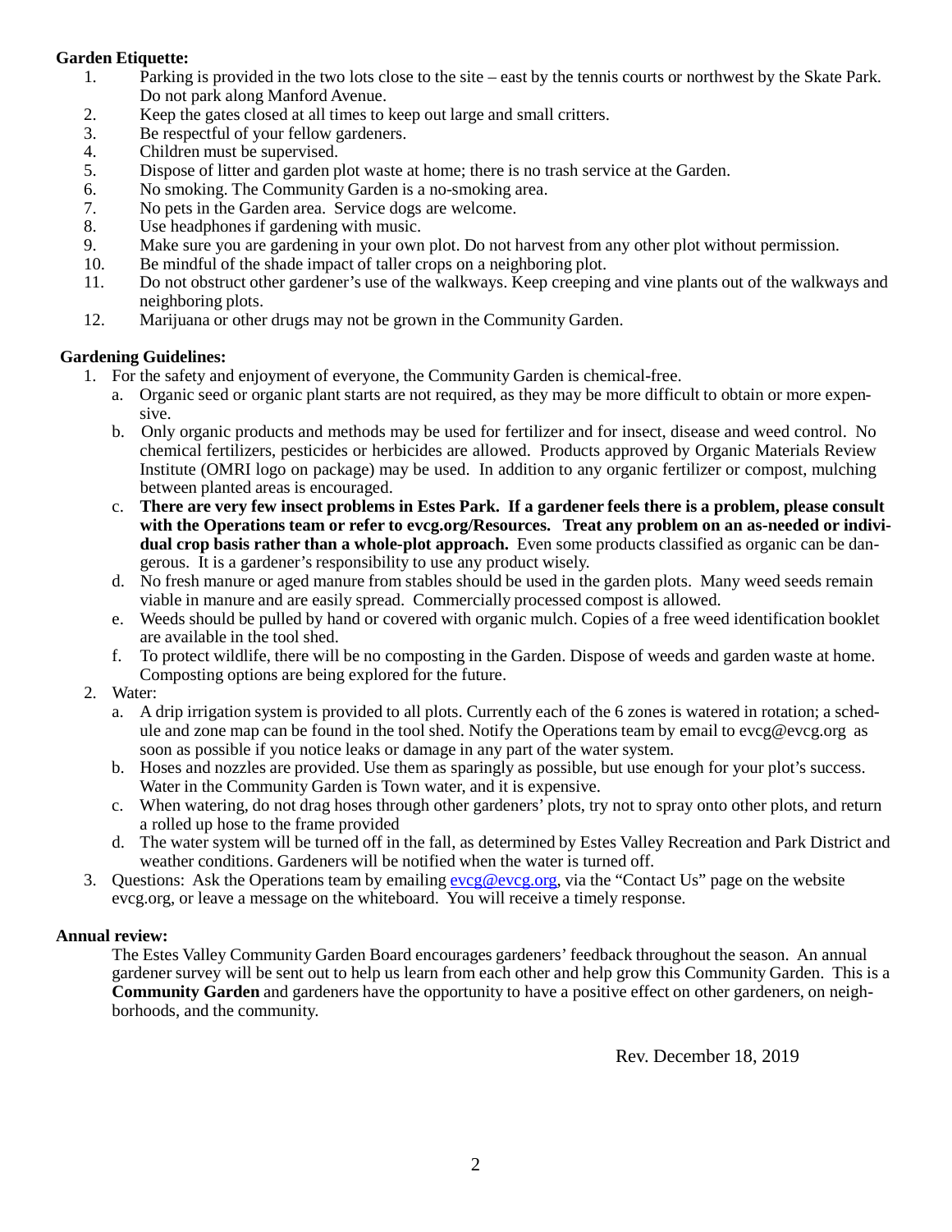**Garden Etiquette:**

1. Parking is provided in the two lots close to the site – east by the tennis courts or northwest by the Skate Park. Do not park along Manford Avenue.
2. Keep the gates closed at all times to keep out large and small critters.
3. Be respectful of your fellow gardeners.
4. Children must be supervised.
5. Dispose of litter and garden plot waste at home; there is no trash service at the Garden.
6. No smoking. The Community Garden is a no-smoking area.
7. No pets in the Garden area. Service dogs are welcome.
8. Use headphones if gardening with music.
9. Make sure you are gardening in your own plot. Do not harvest from any other plot without permission.
10. Be mindful of the shade impact of taller crops on a neighboring plot.
11. Do not obstruct other gardener's use of the walkways. Keep creeping and vine plants out of the walkways and neighboring plots.
12. Marijuana or other drugs may not be grown in the Community Garden.

**Gardening Guidelines:**

1. For the safety and enjoyment of everyone, the Community Garden is chemical-free.
   a. Organic seed or organic plant starts are not required, as they may be more difficult to obtain or more expensive.
   b. Only organic products and methods may be used for fertilizer and for insect, disease and weed control. No chemical fertilizers, pesticides or herbicides are allowed. Products approved by Organic Materials Review Institute (OMRI logo on package) may be used. In addition to any organic fertilizer or compost, mulching between planted areas is encouraged.
   c. **There are very few insect problems in Estes Park. If a gardener feels there is a problem, please consult with the Operations team or refer to evcg.org/Resources. Treat any problem on an as-needed or individual crop basis rather than a whole-plot approach.** Even some products classified as organic can be dangerous. It is a gardener's responsibility to use any product wisely.
   d. No fresh manure or aged manure from stables should be used in the garden plots. Many weed seeds remain viable in manure and are easily spread. Commercially processed compost is allowed.
   e. Weeds should be pulled by hand or covered with organic mulch. Copies of a free weed identification booklet are available in the tool shed.
   f. To protect wildlife, there will be no composting in the Garden. Dispose of weeds and garden waste at home. Composting options are being explored for the future.
2. Water:
   a. A drip irrigation system is provided to all plots. Currently each of the 6 zones is watered in rotation; a schedule and zone map can be found in the tool shed. Notify the Operations team by email to evcg@evcg.org as soon as possible if you notice leaks or damage in any part of the water system.
   b. Hoses and nozzles are provided. Use them as sparingly as possible, but use enough for your plot's success. Water in the Community Garden is Town water, and it is expensive.
   c. When watering, do not drag hoses through other gardeners' plots, try not to spray onto other plots, and return a rolled up hose to the frame provided
   d. The water system will be turned off in the fall, as determined by Estes Valley Recreation and Park District and weather conditions. Gardeners will be notified when the water is turned off.
3. Questions: Ask the Operations team by emailing evcg@evcg.org, via the "Contact Us" page on the website evcg.org, or leave a message on the whiteboard. You will receive a timely response.

**Annual review:**

The Estes Valley Community Garden Board encourages gardeners' feedback throughout the season. An annual gardener survey will be sent out to help us learn from each other and help grow this Community Garden. This is a **Community Garden** and gardeners have the opportunity to have a positive effect on other gardeners, on neighborhoods, and the community.

Rev. December 18, 2019